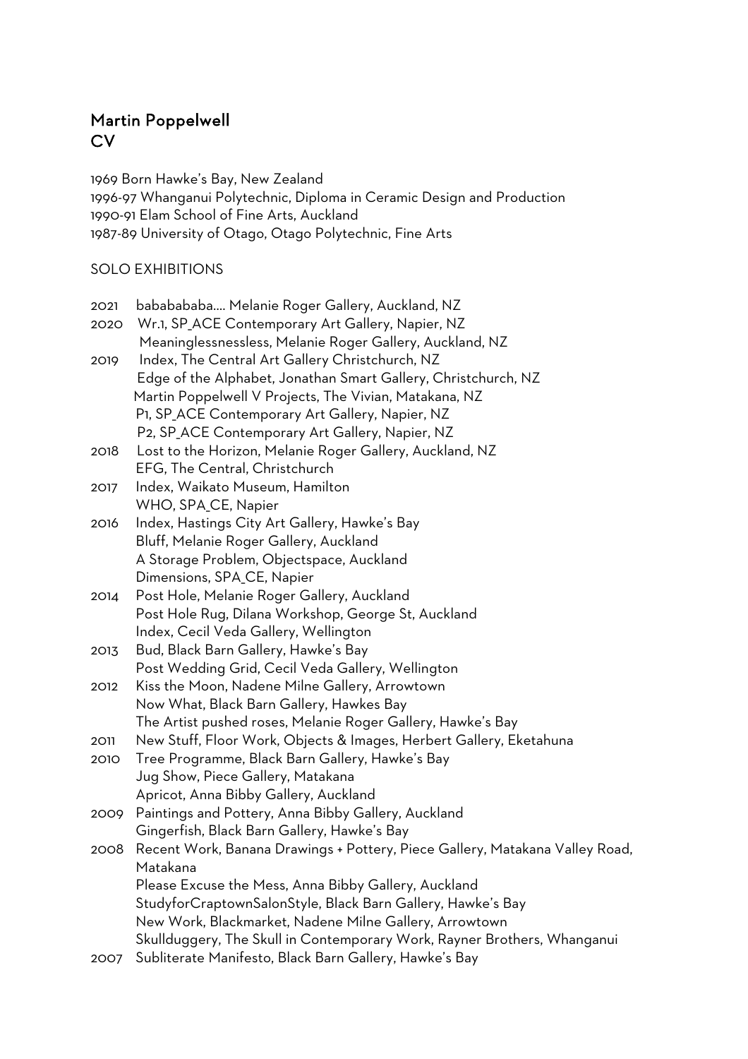## Martin Poppelwell
## CV

1969 Born Hawke's Bay, New Zealand
1996-97 Whanganui Polytechnic, Diploma in Ceramic Design and Production
1990-91 Elam School of Fine Arts, Auckland
1987-89 University of Otago, Otago Polytechnic, Fine Arts

SOLO EXHIBITIONS

2021 babababababa.... Melanie Roger Gallery, Auckland, NZ

2020 Wr.1, SP_ACE Contemporary Art Gallery, Napier, NZ
Meaninglessnessless, Melanie Roger Gallery, Auckland, NZ

2019 Index, The Central Art Gallery Christchurch, NZ
Edge of the Alphabet, Jonathan Smart Gallery, Christchurch, NZ
Martin Poppelwell V Projects, The Vivian, Matakana, NZ
P1, SP_ACE Contemporary Art Gallery, Napier, NZ
P2, SP_ACE Contemporary Art Gallery, Napier, NZ

2018 Lost to the Horizon, Melanie Roger Gallery, Auckland, NZ
EFG, The Central, Christchurch

2017 Index, Waikato Museum, Hamilton
WHO, SPA_CE, Napier

2016 Index, Hastings City Art Gallery, Hawke's Bay
Bluff, Melanie Roger Gallery, Auckland
A Storage Problem, Objectspace, Auckland
Dimensions, SPA_CE, Napier

2014 Post Hole, Melanie Roger Gallery, Auckland
Post Hole Rug, Dilana Workshop, George St, Auckland
Index, Cecil Veda Gallery, Wellington

2013 Bud, Black Barn Gallery, Hawke's Bay
Post Wedding Grid, Cecil Veda Gallery, Wellington

2012 Kiss the Moon, Nadene Milne Gallery, Arrowtown
Now What, Black Barn Gallery, Hawkes Bay
The Artist pushed roses, Melanie Roger Gallery, Hawke's Bay

2011 New Stuff, Floor Work, Objects & Images, Herbert Gallery, Eketahuna

2010 Tree Programme, Black Barn Gallery, Hawke's Bay
Jug Show, Piece Gallery, Matakana
Apricot, Anna Bibby Gallery, Auckland

2009 Paintings and Pottery, Anna Bibby Gallery, Auckland
Gingerfish, Black Barn Gallery, Hawke's Bay

2008 Recent Work, Banana Drawings + Pottery, Piece Gallery, Matakana Valley Road, Matakana
Please Excuse the Mess, Anna Bibby Gallery, Auckland
StudyforCraptownSalonStyle, Black Barn Gallery, Hawke's Bay
New Work, Blackmarket, Nadene Milne Gallery, Arrowtown
Skullduggery, The Skull in Contemporary Work, Rayner Brothers, Whanganui

2007 Subliterate Manifesto, Black Barn Gallery, Hawke's Bay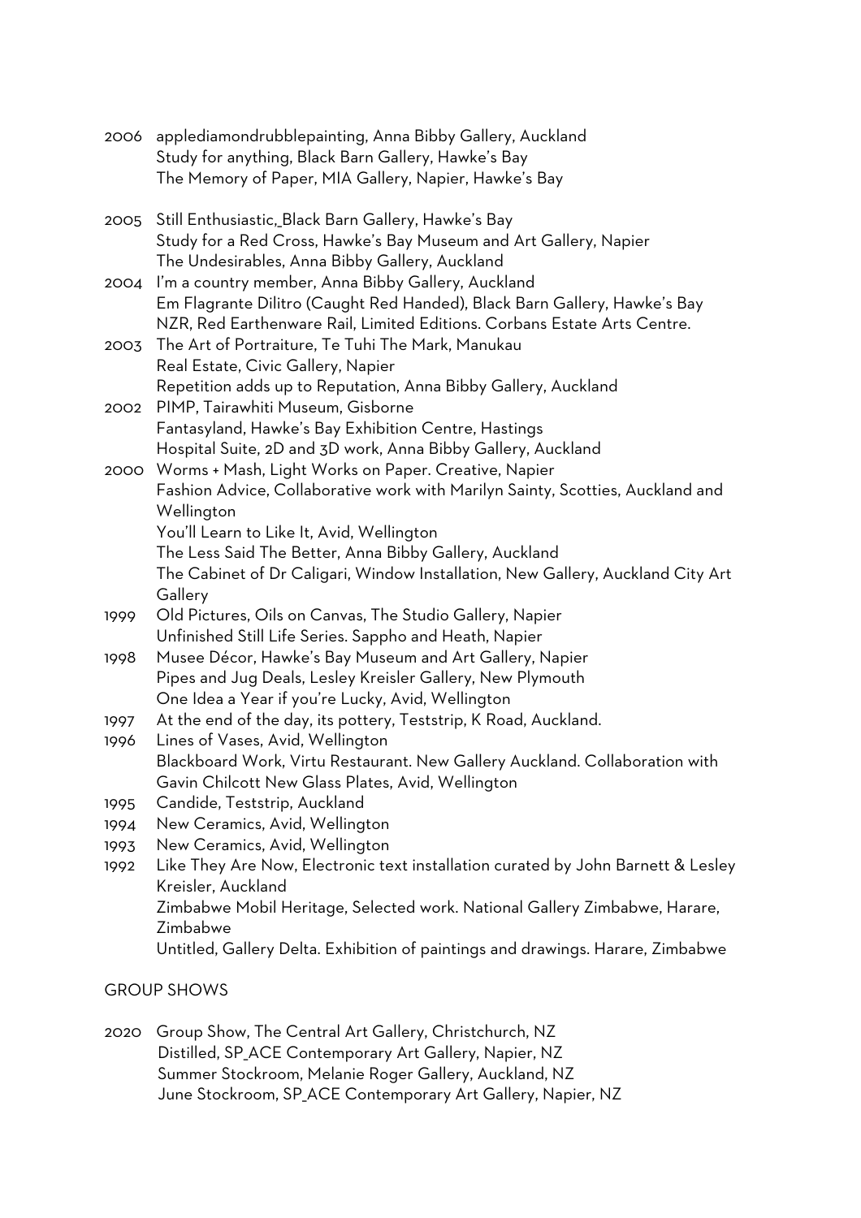2006 applediamondrubblepainting, Anna Bibby Gallery, Auckland
Study for anything, Black Barn Gallery, Hawke's Bay
The Memory of Paper, MIA Gallery, Napier, Hawke's Bay

2005 Still Enthusiastic,_Black Barn Gallery, Hawke's Bay
Study for a Red Cross, Hawke's Bay Museum and Art Gallery, Napier
The Undesirables, Anna Bibby Gallery, Auckland

2004 I'm a country member, Anna Bibby Gallery, Auckland
Em Flagrante Dilitro (Caught Red Handed), Black Barn Gallery, Hawke's Bay
NZR, Red Earthenware Rail, Limited Editions. Corbans Estate Arts Centre.

2003 The Art of Portraiture, Te Tuhi The Mark, Manukau
Real Estate, Civic Gallery, Napier
Repetition adds up to Reputation, Anna Bibby Gallery, Auckland

2002 PIMP, Tairawhiti Museum, Gisborne
Fantasyland, Hawke's Bay Exhibition Centre, Hastings
Hospital Suite, 2D and 3D work, Anna Bibby Gallery, Auckland

2000 Worms + Mash, Light Works on Paper. Creative, Napier
Fashion Advice, Collaborative work with Marilyn Sainty, Scotties, Auckland and Wellington
You'll Learn to Like It, Avid, Wellington
The Less Said The Better, Anna Bibby Gallery, Auckland
The Cabinet of Dr Caligari, Window Installation, New Gallery, Auckland City Art Gallery

1999 Old Pictures, Oils on Canvas, The Studio Gallery, Napier
Unfinished Still Life Series. Sappho and Heath, Napier

1998 Musee Décor, Hawke's Bay Museum and Art Gallery, Napier
Pipes and Jug Deals, Lesley Kreisler Gallery, New Plymouth
One Idea a Year if you're Lucky, Avid, Wellington

1997 At the end of the day, its pottery, Teststrip, K Road, Auckland.

1996 Lines of Vases, Avid, Wellington
Blackboard Work, Virtu Restaurant. New Gallery Auckland. Collaboration with Gavin Chilcott New Glass Plates, Avid, Wellington

1995 Candide, Teststrip, Auckland

1994 New Ceramics, Avid, Wellington

1993 New Ceramics, Avid, Wellington

1992 Like They Are Now, Electronic text installation curated by John Barnett & Lesley Kreisler, Auckland
Zimbabwe Mobil Heritage, Selected work. National Gallery Zimbabwe, Harare, Zimbabwe
Untitled, Gallery Delta. Exhibition of paintings and drawings. Harare, Zimbabwe

GROUP SHOWS

2020 Group Show, The Central Art Gallery, Christchurch, NZ
Distilled, SP_ACE Contemporary Art Gallery, Napier, NZ
Summer Stockroom, Melanie Roger Gallery, Auckland, NZ
June Stockroom, SP_ACE Contemporary Art Gallery, Napier, NZ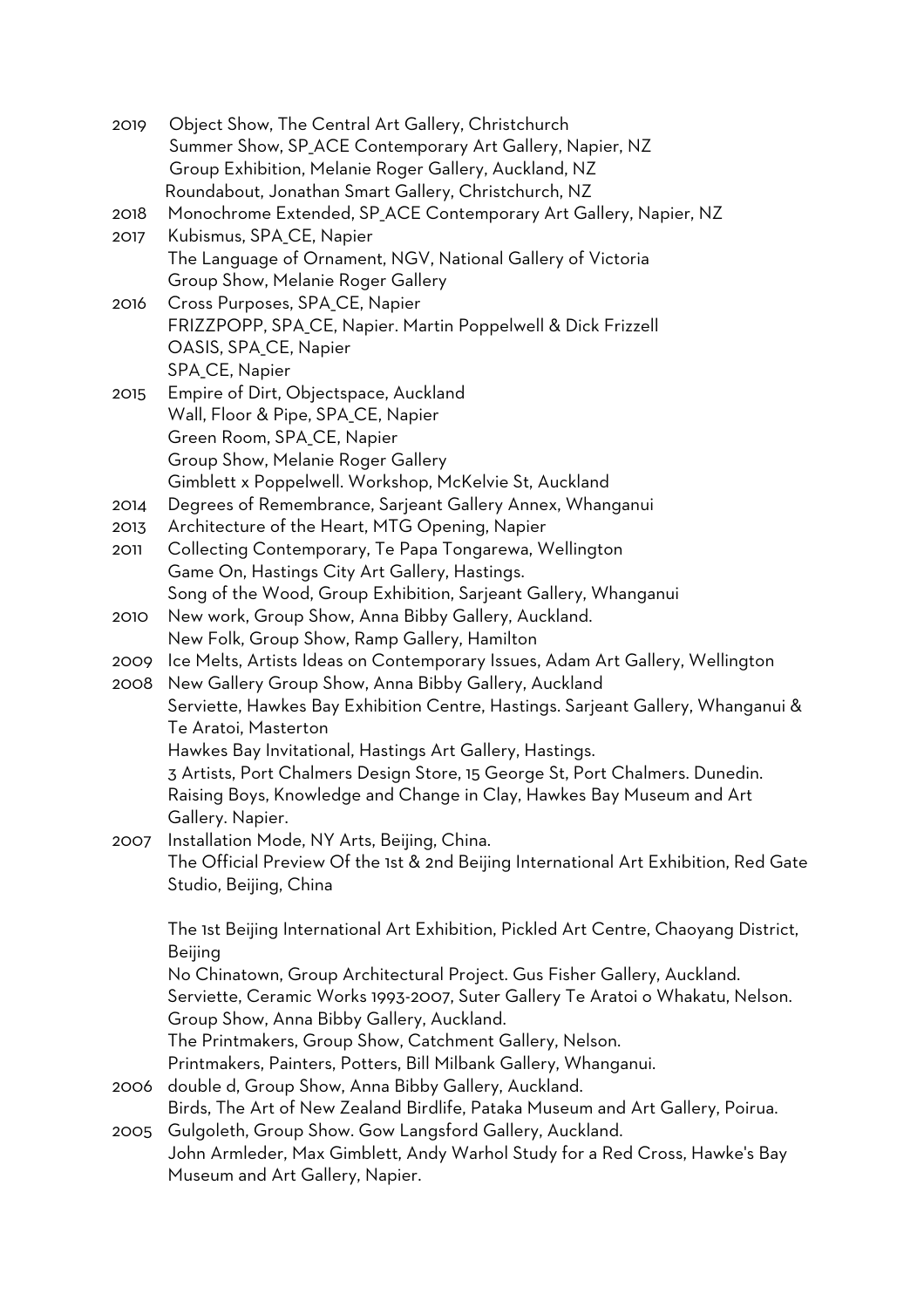2019 Object Show, The Central Art Gallery, Christchurch
Summer Show, SP_ACE Contemporary Art Gallery, Napier, NZ
Group Exhibition, Melanie Roger Gallery, Auckland, NZ
Roundabout, Jonathan Smart Gallery, Christchurch, NZ

2018 Monochrome Extended, SP_ACE Contemporary Art Gallery, Napier, NZ

2017 Kubismus, SPA_CE, Napier
The Language of Ornament, NGV, National Gallery of Victoria
Group Show, Melanie Roger Gallery

2016 Cross Purposes, SPA_CE, Napier
FRIZZPOPP, SPA_CE, Napier. Martin Poppelwell & Dick Frizzell
OASIS, SPA_CE, Napier
SPA_CE, Napier

2015 Empire of Dirt, Objectspace, Auckland
Wall, Floor & Pipe, SPA_CE, Napier
Green Room, SPA_CE, Napier
Group Show, Melanie Roger Gallery
Gimblett x Poppelwell. Workshop, McKelvie St, Auckland

2014 Degrees of Remembrance, Sarjeant Gallery Annex, Whanganui

2013 Architecture of the Heart, MTG Opening, Napier

2011 Collecting Contemporary, Te Papa Tongarewa, Wellington
Game On, Hastings City Art Gallery, Hastings.
Song of the Wood, Group Exhibition, Sarjeant Gallery, Whanganui

2010 New work, Group Show, Anna Bibby Gallery, Auckland.
New Folk, Group Show, Ramp Gallery, Hamilton

2009 Ice Melts, Artists Ideas on Contemporary Issues, Adam Art Gallery, Wellington

2008 New Gallery Group Show, Anna Bibby Gallery, Auckland
Serviette, Hawkes Bay Exhibition Centre, Hastings. Sarjeant Gallery, Whanganui & Te Aratoi, Masterton
Hawkes Bay Invitational, Hastings Art Gallery, Hastings.
3 Artists, Port Chalmers Design Store, 15 George St, Port Chalmers. Dunedin.
Raising Boys, Knowledge and Change in Clay, Hawkes Bay Museum and Art Gallery. Napier.

2007 Installation Mode, NY Arts, Beijing, China.
The Official Preview Of the 1st & 2nd Beijing International Art Exhibition, Red Gate Studio, Beijing, China

The 1st Beijing International Art Exhibition, Pickled Art Centre, Chaoyang District, Beijing
No Chinatown, Group Architectural Project. Gus Fisher Gallery, Auckland.
Serviette, Ceramic Works 1993-2007, Suter Gallery Te Aratoi o Whakatu, Nelson.
Group Show, Anna Bibby Gallery, Auckland.
The Printmakers, Group Show, Catchment Gallery, Nelson.
Printmakers, Painters, Potters, Bill Milbank Gallery, Whanganui.

2006 double d, Group Show, Anna Bibby Gallery, Auckland.
Birds, The Art of New Zealand Birdlife, Pataka Museum and Art Gallery, Poirua.

2005 Gulgoleth, Group Show. Gow Langsford Gallery, Auckland.
John Armleder, Max Gimblett, Andy Warhol Study for a Red Cross, Hawke's Bay Museum and Art Gallery, Napier.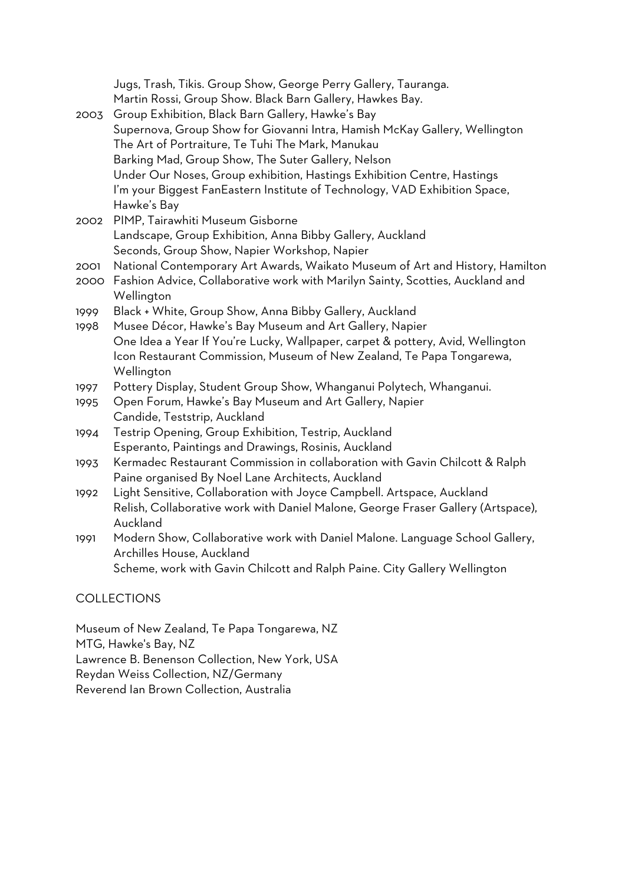Jugs, Trash, Tikis. Group Show, George Perry Gallery, Tauranga.
Martin Rossi, Group Show. Black Barn Gallery, Hawkes Bay.

2003 Group Exhibition, Black Barn Gallery, Hawke's Bay
Supernova, Group Show for Giovanni Intra, Hamish McKay Gallery, Wellington
The Art of Portraiture, Te Tuhi The Mark, Manukau
Barking Mad, Group Show, The Suter Gallery, Nelson
Under Our Noses, Group exhibition, Hastings Exhibition Centre, Hastings
I'm your Biggest FanEastern Institute of Technology, VAD Exhibition Space, Hawke's Bay

2002 PIMP, Tairawhiti Museum Gisborne
Landscape, Group Exhibition, Anna Bibby Gallery, Auckland
Seconds, Group Show, Napier Workshop, Napier

2001 National Contemporary Art Awards, Waikato Museum of Art and History, Hamilton

2000 Fashion Advice, Collaborative work with Marilyn Sainty, Scotties, Auckland and Wellington

1999 Black + White, Group Show, Anna Bibby Gallery, Auckland

1998 Musee Décor, Hawke's Bay Museum and Art Gallery, Napier
One Idea a Year If You're Lucky, Wallpaper, carpet & pottery, Avid, Wellington
Icon Restaurant Commission, Museum of New Zealand, Te Papa Tongarewa, Wellington

1997 Pottery Display, Student Group Show, Whanganui Polytech, Whanganui.

1995 Open Forum, Hawke's Bay Museum and Art Gallery, Napier
Candide, Teststrip, Auckland

1994 Testrip Opening, Group Exhibition, Testrip, Auckland
Esperanto, Paintings and Drawings, Rosinis, Auckland

1993 Kermadec Restaurant Commission in collaboration with Gavin Chilcott & Ralph Paine organised By Noel Lane Architects, Auckland

1992 Light Sensitive, Collaboration with Joyce Campbell. Artspace, Auckland
Relish, Collaborative work with Daniel Malone, George Fraser Gallery (Artspace), Auckland

1991 Modern Show, Collaborative work with Daniel Malone. Language School Gallery, Archilles House, Auckland
Scheme, work with Gavin Chilcott and Ralph Paine. City Gallery Wellington

## COLLECTIONS

Museum of New Zealand, Te Papa Tongarewa, NZ
MTG, Hawke's Bay, NZ
Lawrence B. Benenson Collection, New York, USA
Reydan Weiss Collection, NZ/Germany
Reverend Ian Brown Collection, Australia